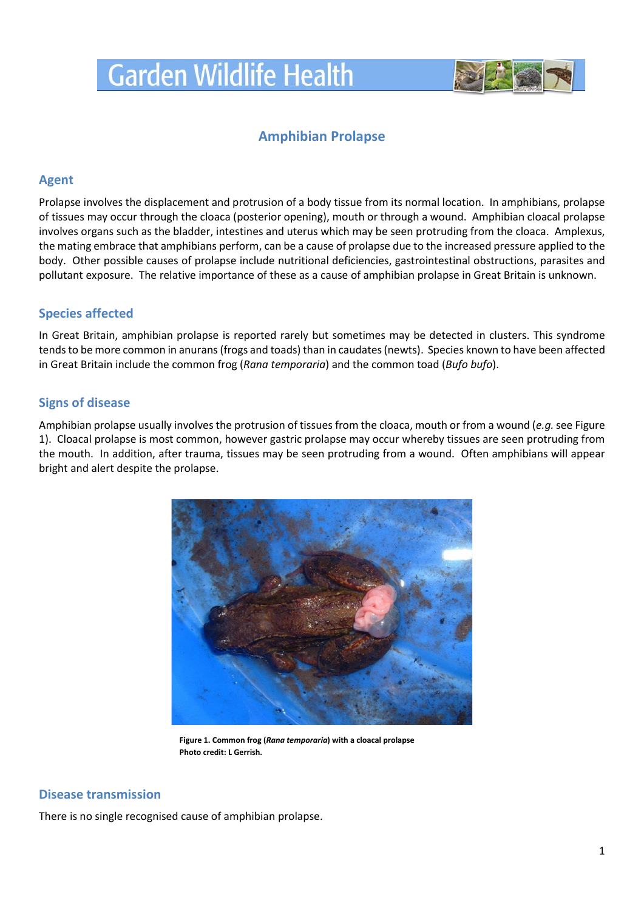# Garden Wildlife Health

## Amphibian Prolapse

### Agent

Prolapse involves the displacement and protrusion of a body tissue from its normal location. In amphibians, prolapse of tissues may occur through the cloaca (posterior opening), mouth or through a wound. Amphibian cloacal prolapse involves organs such as the bladder, intestines and uterus which may be seen protruding from the cloaca. Amplexus, the mating embrace that amphibians perform, can be a cause of prolapse due to the increased pressure applied to the body. Other possible causes of prolapse include nutritional deficiencies, gastrointestinal obstructions, parasites and pollutant exposure. The relative importance of these as a cause of amphibian prolapse in Great Britain is unknown.

### Species affected

In Great Britain, amphibian prolapse is reported rarely but sometimes may be detected in clusters. This syndrome tends to be more common in anurans (frogs and toads) than in caudates (newts). Species known to have been affected in Great Britain include the common frog (*Rana temporaria*) and the common toad (*Bufo bufo*).

### Signs of disease

Amphibian prolapse usually involves the protrusion of tissues from the cloaca, mouth or from a wound (*e.g.* see Figure 1). Cloacal prolapse is most common, however gastric prolapse may occur whereby tissues are seen protruding from the mouth. In addition, after trauma, tissues may be seen protruding from a wound. Often amphibians will appear bright and alert despite the prolapse.

**Figure 1. Common frog (*Rana temporaria*) with a cloacal prolapse**
**Photo credit: L Gerrish.**

### Disease transmission

There is no single recognised cause of amphibian prolapse.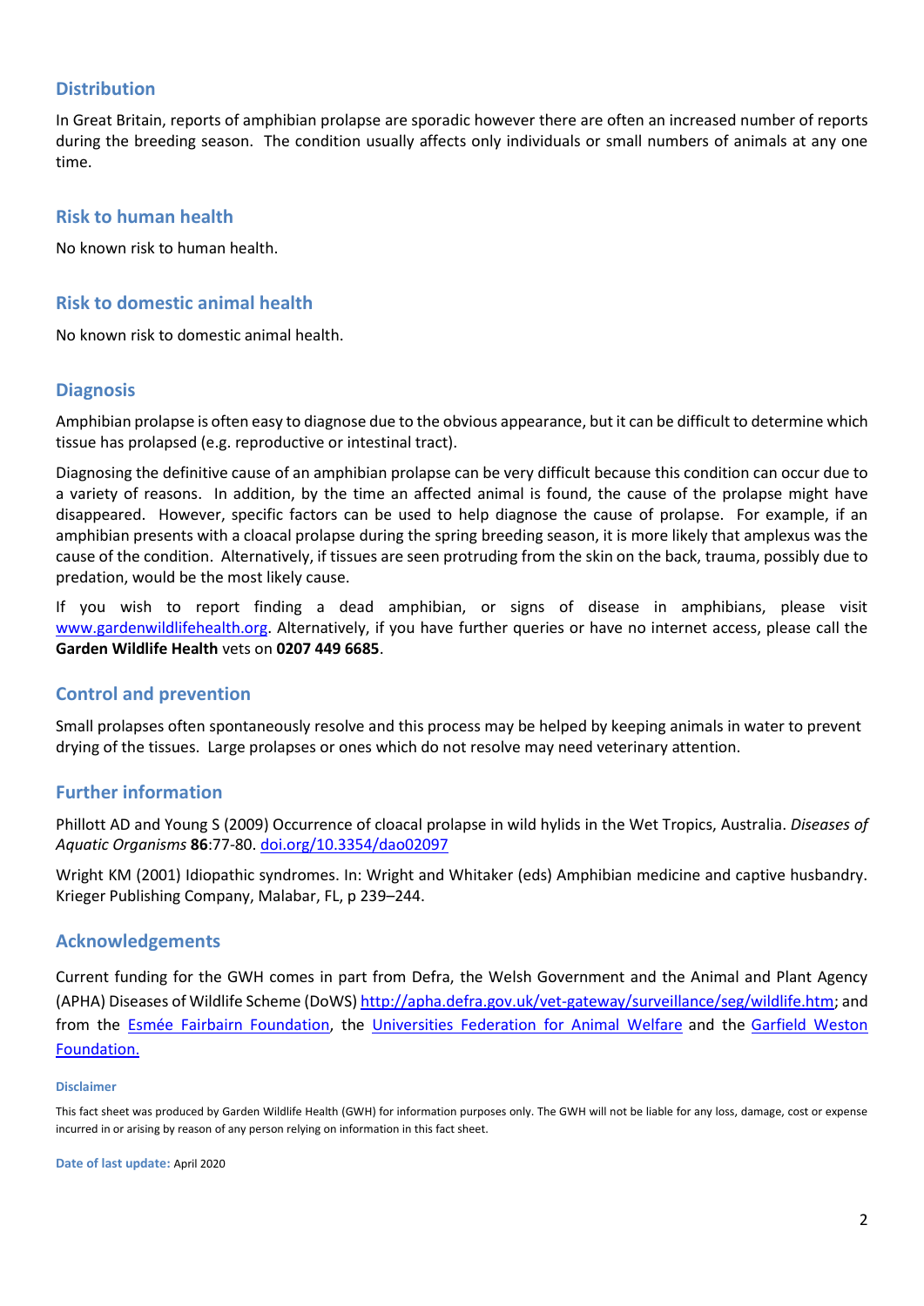## Distribution

In Great Britain, reports of amphibian prolapse are sporadic however there are often an increased number of reports during the breeding season. The condition usually affects only individuals or small numbers of animals at any one time.

## Risk to human health

No known risk to human health.

## Risk to domestic animal health

No known risk to domestic animal health.

## Diagnosis

Amphibian prolapse is often easy to diagnose due to the obvious appearance, but it can be difficult to determine which tissue has prolapsed (e.g. reproductive or intestinal tract).

Diagnosing the definitive cause of an amphibian prolapse can be very difficult because this condition can occur due to a variety of reasons. In addition, by the time an affected animal is found, the cause of the prolapse might have disappeared. However, specific factors can be used to help diagnose the cause of prolapse. For example, if an amphibian presents with a cloacal prolapse during the spring breeding season, it is more likely that amplexus was the cause of the condition. Alternatively, if tissues are seen protruding from the skin on the back, trauma, possibly due to predation, would be the most likely cause.

If you wish to report finding a dead amphibian, or signs of disease in amphibians, please visit [www.gardenwildlifehealth.org](http://www.gardenwildlifehealth.org). Alternatively, if you have further queries or have no internet access, please call the **Garden Wildlife Health** vets on **0207 449 6685**.

## Control and prevention

Small prolapses often spontaneously resolve and this process may be helped by keeping animals in water to prevent drying of the tissues. Large prolapses or ones which do not resolve may need veterinary attention.

## Further information

Phillott AD and Young S (2009) Occurrence of cloacal prolapse in wild hylids in the Wet Tropics, Australia. *Diseases of Aquatic Organisms* **86**:77-80. [doi.org/10.3354/dao02097](https://doi.org/10.3354/dao02097)

Wright KM (2001) Idiopathic syndromes. In: Wright and Whitaker (eds) Amphibian medicine and captive husbandry. Krieger Publishing Company, Malabar, FL, p 239–244.

## Acknowledgements

Current funding for the GWH comes in part from Defra, the Welsh Government and the Animal and Plant Agency (APHA) Diseases of Wildlife Scheme (DoWS) http://apha.defra.gov.uk/vet-gateway/surveillance/seg/wildlife.htm; and from the Esmée Fairbairn Foundation, the Universities Federation for Animal Welfare and the Garfield Weston Foundation.

#### Disclaimer

This fact sheet was produced by Garden Wildlife Health (GWH) for information purposes only. The GWH will not be liable for any loss, damage, cost or expense incurred in or arising by reason of any person relying on information in this fact sheet.

**Date of last update:** April 2020